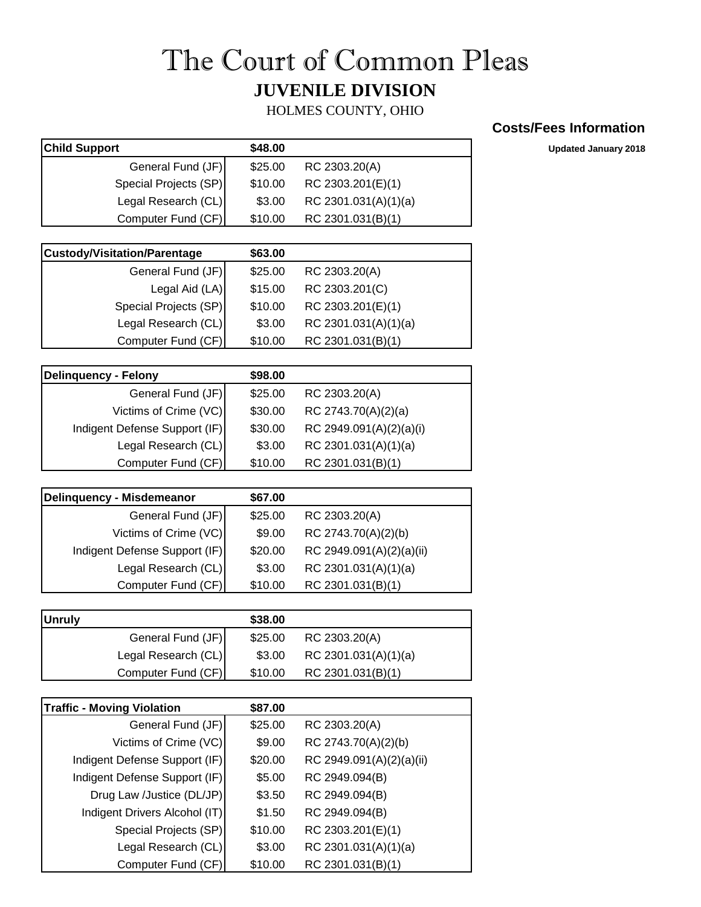# The Court of Common Pleas

## JUVENILE DIVISION

HOLMES COUNTY, OHIO

### Costs/Fees Information

**Updated January 2018**

| **Child Support** | **$48.00** | |
|---|---|---|
| General Fund (JF) | $25.00 | RC 2303.20(A) |
| Special Projects (SP) | $10.00 | RC 2303.201(E)(1) |
| Legal Research (CL) | $3.00 | RC 2301.031(A)(1)(a) |
| Computer Fund (CF) | $10.00 | RC 2301.031(B)(1) |

| **Custody/Visitation/Parentage** | **$63.00** | |
|---|---|---|
| General Fund (JF) | $25.00 | RC 2303.20(A) |
| Legal Aid (LA) | $15.00 | RC 2303.201(C) |
| Special Projects (SP) | $10.00 | RC 2303.201(E)(1) |
| Legal Research (CL) | $3.00 | RC 2301.031(A)(1)(a) |
| Computer Fund (CF) | $10.00 | RC 2301.031(B)(1) |

| **Delinquency - Felony** | **$98.00** | |
|---|---|---|
| General Fund (JF) | $25.00 | RC 2303.20(A) |
| Victims of Crime (VC) | $30.00 | RC 2743.70(A)(2)(a) |
| Indigent Defense Support (IF) | $30.00 | RC 2949.091(A)(2)(a)(i) |
| Legal Research (CL) | $3.00 | RC 2301.031(A)(1)(a) |
| Computer Fund (CF) | $10.00 | RC 2301.031(B)(1) |

| **Delinquency - Misdemeanor** | **$67.00** | |
|---|---|---|
| General Fund (JF) | $25.00 | RC 2303.20(A) |
| Victims of Crime (VC) | $9.00 | RC 2743.70(A)(2)(b) |
| Indigent Defense Support (IF) | $20.00 | RC 2949.091(A)(2)(a)(ii) |
| Legal Research (CL) | $3.00 | RC 2301.031(A)(1)(a) |
| Computer Fund (CF) | $10.00 | RC 2301.031(B)(1) |

| **Unruly** | **$38.00** | |
|---|---|---|
| General Fund (JF) | $25.00 | RC 2303.20(A) |
| Legal Research (CL) | $3.00 | RC 2301.031(A)(1)(a) |
| Computer Fund (CF) | $10.00 | RC 2301.031(B)(1) |

| **Traffic - Moving Violation** | **$87.00** | |
|---|---|---|
| General Fund (JF) | $25.00 | RC 2303.20(A) |
| Victims of Crime (VC) | $9.00 | RC 2743.70(A)(2)(b) |
| Indigent Defense Support (IF) | $20.00 | RC 2949.091(A)(2)(a)(ii) |
| Indigent Defense Support (IF) | $5.00 | RC 2949.094(B) |
| Drug Law /Justice (DL/JP) | $3.50 | RC 2949.094(B) |
| Indigent Drivers Alcohol (IT) | $1.50 | RC 2949.094(B) |
| Special Projects (SP) | $10.00 | RC 2303.201(E)(1) |
| Legal Research (CL) | $3.00 | RC 2301.031(A)(1)(a) |
| Computer Fund (CF) | $10.00 | RC 2301.031(B)(1) |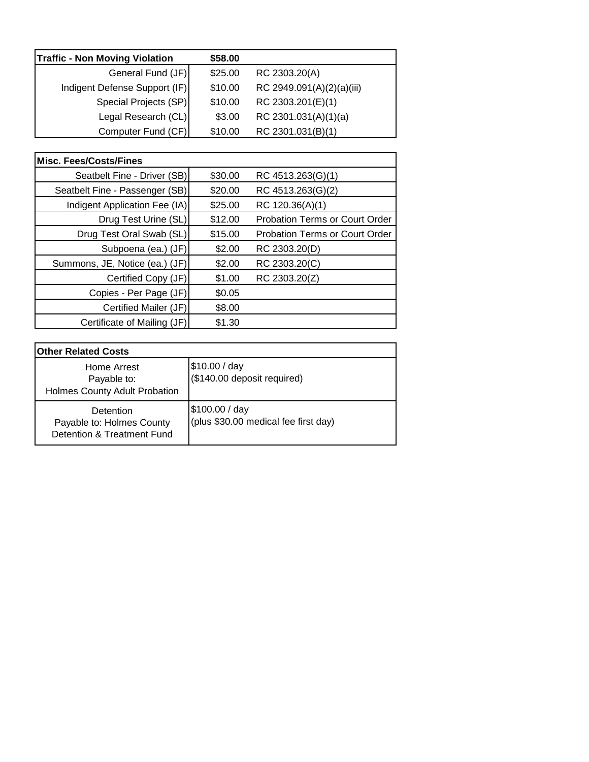| Traffic - Non Moving Violation | $58.00 | |
|---|---|---|
| General Fund (JF) | $25.00 | RC 2303.20(A) |
| Indigent Defense Support (IF) | $10.00 | RC 2949.091(A)(2)(a)(iii) |
| Special Projects (SP) | $10.00 | RC 2303.201(E)(1) |
| Legal Research (CL) | $3.00 | RC 2301.031(A)(1)(a) |
| Computer Fund (CF) | $10.00 | RC 2301.031(B)(1) |

| Misc. Fees/Costs/Fines | | |
|---|---|---|
| Seatbelt Fine - Driver (SB) | $30.00 | RC 4513.263(G)(1) |
| Seatbelt Fine - Passenger (SB) | $20.00 | RC 4513.263(G)(2) |
| Indigent Application Fee (IA) | $25.00 | RC 120.36(A)(1) |
| Drug Test Urine (SL) | $12.00 | Probation Terms or Court Order |
| Drug Test Oral Swab (SL) | $15.00 | Probation Terms or Court Order |
| Subpoena (ea.) (JF) | $2.00 | RC 2303.20(D) |
| Summons, JE, Notice (ea.) (JF) | $2.00 | RC 2303.20(C) |
| Certified Copy (JF) | $1.00 | RC 2303.20(Z) |
| Copies - Per Page (JF) | $0.05 | |
| Certified Mailer (JF) | $8.00 | |
| Certificate of Mailing (JF) | $1.30 | |

| Other Related Costs | |
|---|---|
| Home Arrest<br>Payable to:<br>Holmes County Adult Probation | $10.00 / day<br>($140.00 deposit required) |
| Detention<br>Payable to: Holmes County<br>Detention & Treatment Fund | $100.00 / day<br>(plus $30.00 medical fee first day) |